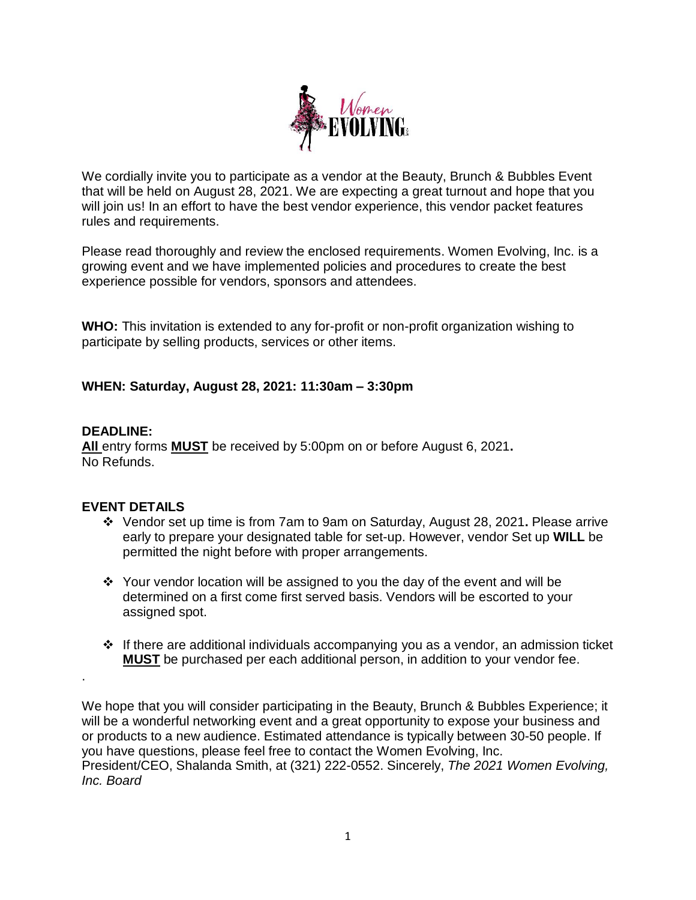We cordially invite you to participate as a vendor at the Beauty, Brunch & Bubbles Event that will be held on August 28, 2021. We are expecting a great turnout and hope that you will join us! In an effort to have the best vendor experience, this vendor packet features rules and requirements.

Please read thoroughly and review the enclosed requirements. Women Evolving, Inc. is a growing event and we have implemented policies and procedures to create the best experience possible for vendors, sponsors and attendees.

**WHO:** This invitation is extended to any for-profit or non-profit organization wishing to participate by selling products, services or other items.

**WHEN: Saturday, August 28, 2021: 11:30am – 3:30pm**

**DEADLINE:**

**All** entry forms **MUST** be received by 5:00pm on or before August 6, 2021**.**
No Refunds.

**EVENT DETAILS**

- Vendor set up time is from 7am to 9am on Saturday, August 28, 2021**.** Please arrive early to prepare your designated table for set-up. However, vendor Set up **WILL** be permitted the night before with proper arrangements.
- Your vendor location will be assigned to you the day of the event and will be determined on a first come first served basis. Vendors will be escorted to your assigned spot.
- If there are additional individuals accompanying you as a vendor, an admission ticket **MUST** be purchased per each additional person, in addition to your vendor fee.

.

We hope that you will consider participating in the Beauty, Brunch & Bubbles Experience; it will be a wonderful networking event and a great opportunity to expose your business and or products to a new audience. Estimated attendance is typically between 30-50 people. If you have questions, please feel free to contact the Women Evolving, Inc. President/CEO, Shalanda Smith, at (321) 222-0552. Sincerely, *The 2021 Women Evolving, Inc. Board*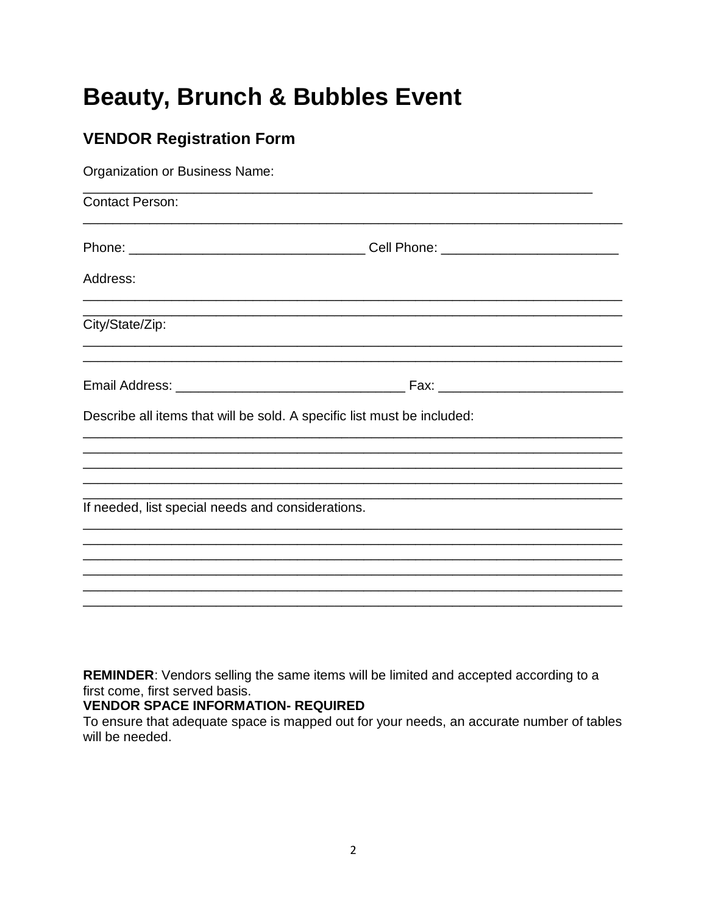# Beauty, Brunch & Bubbles Event

## VENDOR Registration Form

Organization or Business Name:

_____________________________________________________________________

Contact Person:

_________________________________________________________________________

Phone: _______________________________ Cell Phone: ________________________

Address:

_________________________________________________________________________

_________________________________________________________________________

City/State/Zip:

_________________________________________________________________________

_________________________________________________________________________

Email Address: ______________________________ Fax: ________________________

Describe all items that will be sold. A specific list must be included:

_________________________________________________________________________

_________________________________________________________________________

_________________________________________________________________________

_________________________________________________________________________

_________________________________________________________________________

If needed, list special needs and considerations.

_________________________________________________________________________

_________________________________________________________________________

_________________________________________________________________________

_________________________________________________________________________

_________________________________________________________________________

_________________________________________________________________________

**REMINDER**: Vendors selling the same items will be limited and accepted according to a first come, first served basis.

**VENDOR SPACE INFORMATION- REQUIRED**

To ensure that adequate space is mapped out for your needs, an accurate number of tables will be needed.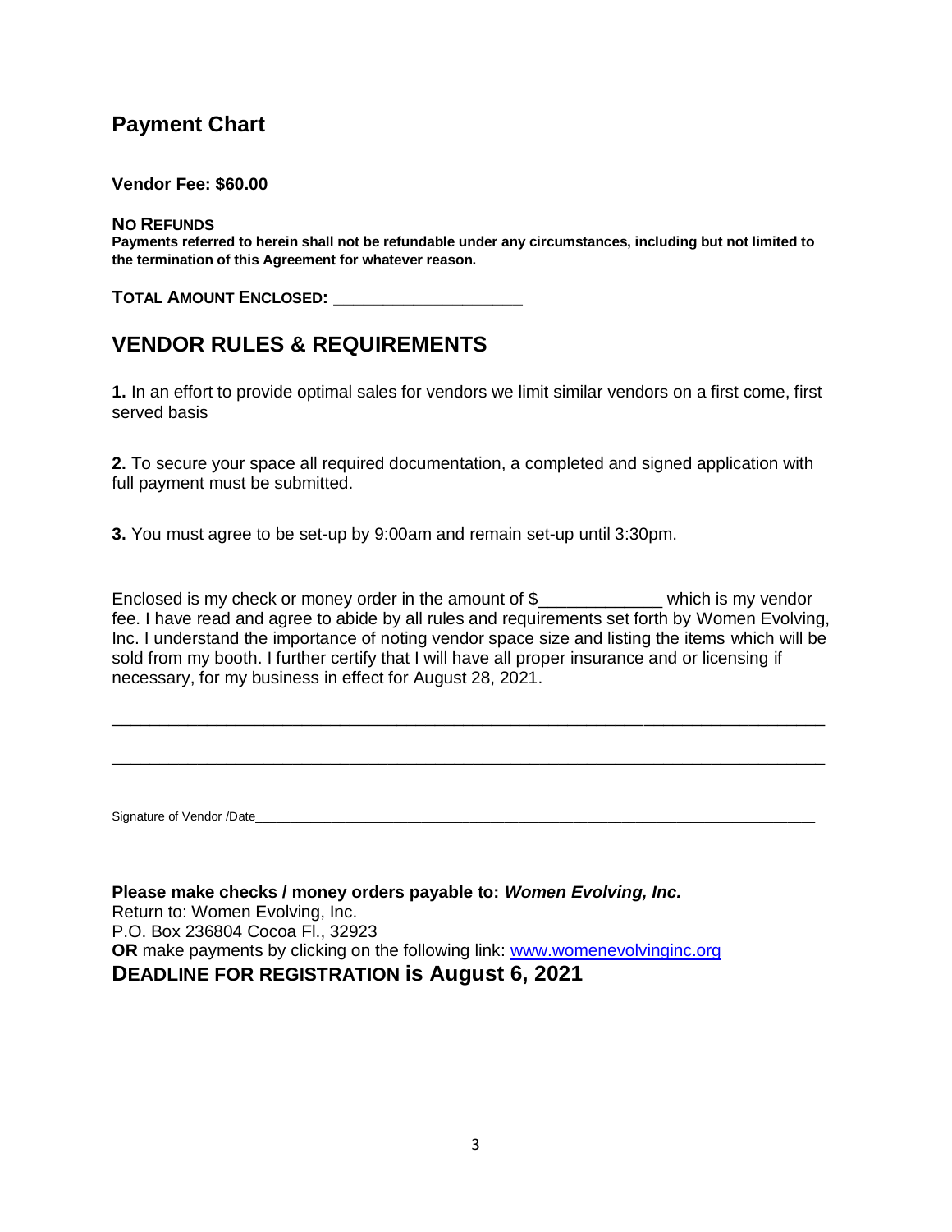## Payment Chart

**Vendor Fee: $60.00**

**NO REFUNDS**
**Payments referred to herein shall not be refundable under any circumstances, including but not limited to the termination of this Agreement for whatever reason.**

**TOTAL AMOUNT ENCLOSED: ____________________**

## VENDOR RULES & REQUIREMENTS

**1.** In an effort to provide optimal sales for vendors we limit similar vendors on a first come, first served basis

**2.** To secure your space all required documentation, a completed and signed application with full payment must be submitted.

**3.** You must agree to be set-up by 9:00am and remain set-up until 3:30pm.

Enclosed is my check or money order in the amount of $_____________ which is my vendor fee. I have read and agree to abide by all rules and requirements set forth by Women Evolving, Inc. I understand the importance of noting vendor space size and listing the items which will be sold from my booth. I further certify that I will have all proper insurance and or licensing if necessary, for my business in effect for August 28, 2021.

______________________________________________________________________________

______________________________________________________________________________

Signature of Vendor /Date______________________________________________________________

**Please make checks / money orders payable to: *Women Evolving, Inc.***
Return to: Women Evolving, Inc.
P.O. Box 236804 Cocoa Fl., 32923
**OR** make payments by clicking on the following link: www.womenevolvinginc.org
**DEADLINE FOR REGISTRATION is August 6, 2021**